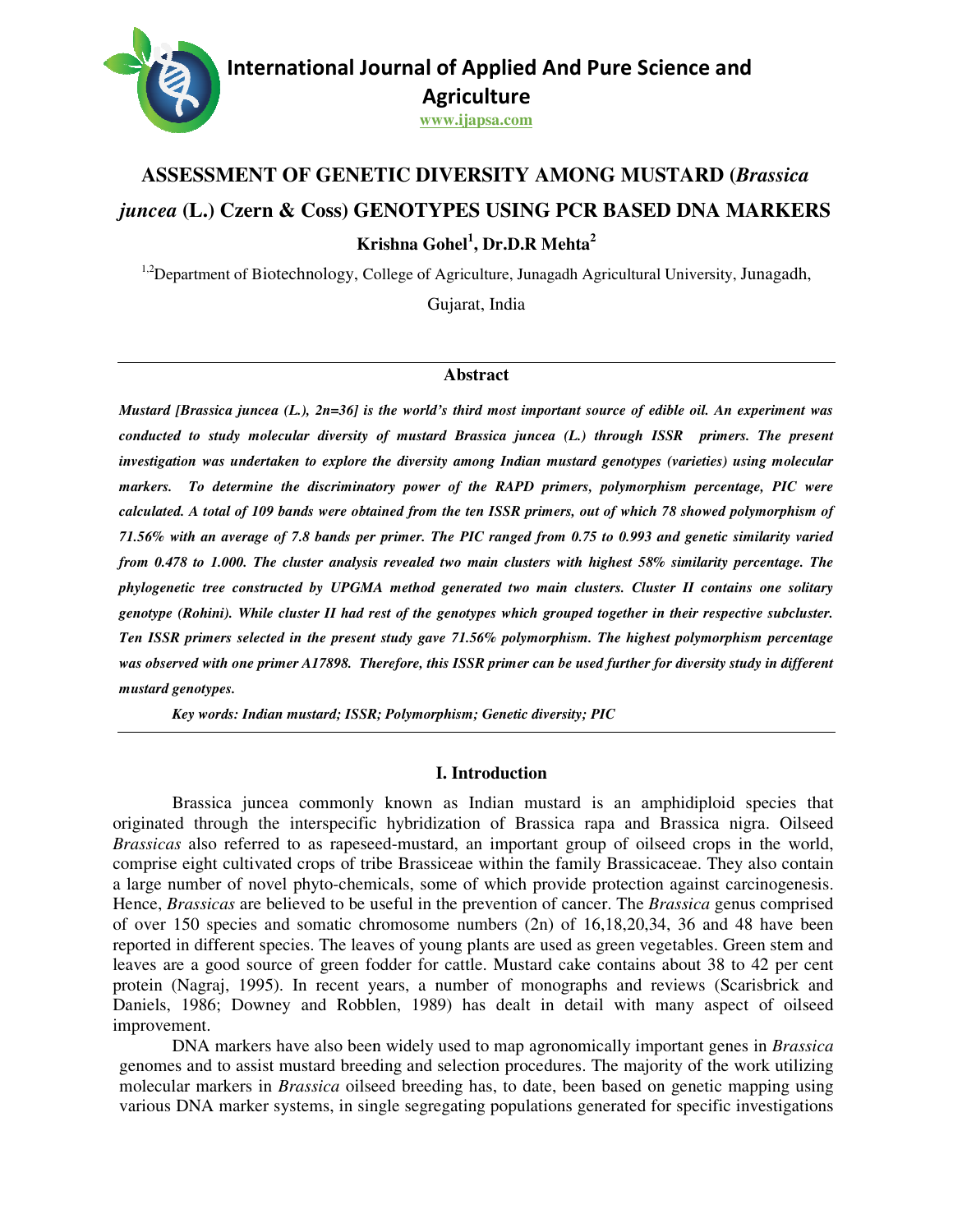# International Journal of Applied And Pure Science and Agriculture

www.ijapsa.com

## ASSESSMENT OF GENETIC DIVERSITY AMONG MUSTARD (*Brassica juncea* (L.) Czern & Coss) GENOTYPES USING PCR BASED DNA MARKERS

**Krishna Gohel[1], Dr.D.R Mehta[2]**

[1,2]Department of Biotechnology, College of Agriculture, Junagadh Agricultural University, Junagadh, Gujarat, India

### Abstract

***Mustard [Brassica juncea (L.), 2n=36] is the world's third most important source of edible oil. An experiment was conducted to study molecular diversity of mustard Brassica juncea (L.) through ISSR primers. The present investigation was undertaken to explore the diversity among Indian mustard genotypes (varieties) using molecular markers. To determine the discriminatory power of the RAPD primers, polymorphism percentage, PIC were calculated. A total of 109 bands were obtained from the ten ISSR primers, out of which 78 showed polymorphism of 71.56% with an average of 7.8 bands per primer. The PIC ranged from 0.75 to 0.993 and genetic similarity varied from 0.478 to 1.000. The cluster analysis revealed two main clusters with highest 58% similarity percentage. The phylogenetic tree constructed by UPGMA method generated two main clusters. Cluster II contains one solitary genotype (Rohini). While cluster II had rest of the genotypes which grouped together in their respective subcluster. Ten ISSR primers selected in the present study gave 71.56% polymorphism. The highest polymorphism percentage was observed with one primer A17898. Therefore, this ISSR primer can be used further for diversity study in different mustard genotypes.***

***Key words: Indian mustard; ISSR; Polymorphism; Genetic diversity; PIC***

## I. Introduction

Brassica juncea commonly known as Indian mustard is an amphidiploid species that originated through the interspecific hybridization of Brassica rapa and Brassica nigra. Oilseed *Brassicas* also referred to as rapeseed-mustard, an important group of oilseed crops in the world, comprise eight cultivated crops of tribe Brassiceae within the family Brassicaceae. They also contain a large number of novel phyto-chemicals, some of which provide protection against carcinogenesis. Hence, *Brassicas* are believed to be useful in the prevention of cancer. The *Brassica* genus comprised of over 150 species and somatic chromosome numbers (2n) of 16,18,20,34, 36 and 48 have been reported in different species. The leaves of young plants are used as green vegetables. Green stem and leaves are a good source of green fodder for cattle. Mustard cake contains about 38 to 42 per cent protein (Nagraj, 1995). In recent years, a number of monographs and reviews (Scarisbrick and Daniels, 1986; Downey and Robblen, 1989) has dealt in detail with many aspect of oilseed improvement.

DNA markers have also been widely used to map agronomically important genes in *Brassica* genomes and to assist mustard breeding and selection procedures. The majority of the work utilizing molecular markers in *Brassica* oilseed breeding has, to date, been based on genetic mapping using various DNA marker systems, in single segregating populations generated for specific investigations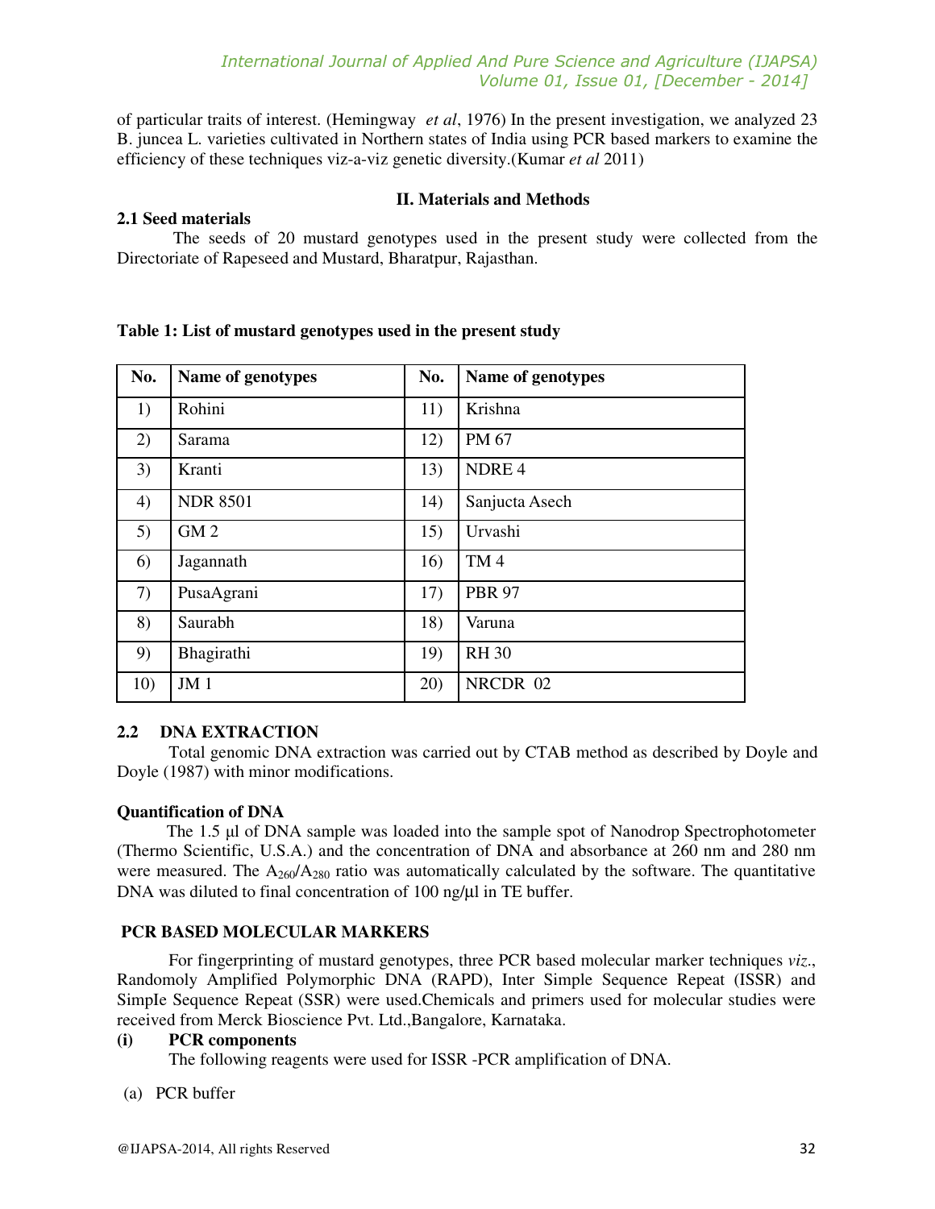of particular traits of interest. (Hemingway *et al*, 1976) In the present investigation, we analyzed 23 B. juncea L. varieties cultivated in Northern states of India using PCR based markers to examine the efficiency of these techniques viz-a-viz genetic diversity.(Kumar *et al* 2011)

## II. Materials and Methods

### 2.1 Seed materials

The seeds of 20 mustard genotypes used in the present study were collected from the Directoriate of Rapeseed and Mustard, Bharatpur, Rajasthan.

**Table 1: List of mustard genotypes used in the present study**

| No. | Name of genotypes | No. | Name of genotypes |
|---|---|---|---|
| 1) | Rohini | 11) | Krishna |
| 2) | Sarama | 12) | PM 67 |
| 3) | Kranti | 13) | NDRE 4 |
| 4) | NDR 8501 | 14) | Sanjucta Asech |
| 5) | GM 2 | 15) | Urvashi |
| 6) | Jagannath | 16) | TM 4 |
| 7) | PusaAgrani | 17) | PBR 97 |
| 8) | Saurabh | 18) | Varuna |
| 9) | Bhagirathi | 19) | RH 30 |
| 10) | JM 1 | 20) | NRCDR 02 |

### 2.2 DNA EXTRACTION

Total genomic DNA extraction was carried out by CTAB method as described by Doyle and Doyle (1987) with minor modifications.

**Quantification of DNA**

The 1.5 µl of DNA sample was loaded into the sample spot of Nanodrop Spectrophotometer (Thermo Scientific, U.S.A.) and the concentration of DNA and absorbance at 260 nm and 280 nm were measured. The $A_{260}/A_{280}$ ratio was automatically calculated by the software. The quantitative DNA was diluted to final concentration of 100 ng/µl in TE buffer.

**PCR BASED MOLECULAR MARKERS**

For fingerprinting of mustard genotypes, three PCR based molecular marker techniques *viz*., Randomoly Amplified Polymorphic DNA (RAPD), Inter Simple Sequence Repeat (ISSR) and Simple Sequence Repeat (SSR) were used.Chemicals and primers used for molecular studies were received from Merck Bioscience Pvt. Ltd.,Bangalore, Karnataka.

**(i) PCR components**

The following reagents were used for ISSR -PCR amplification of DNA.

(a) PCR buffer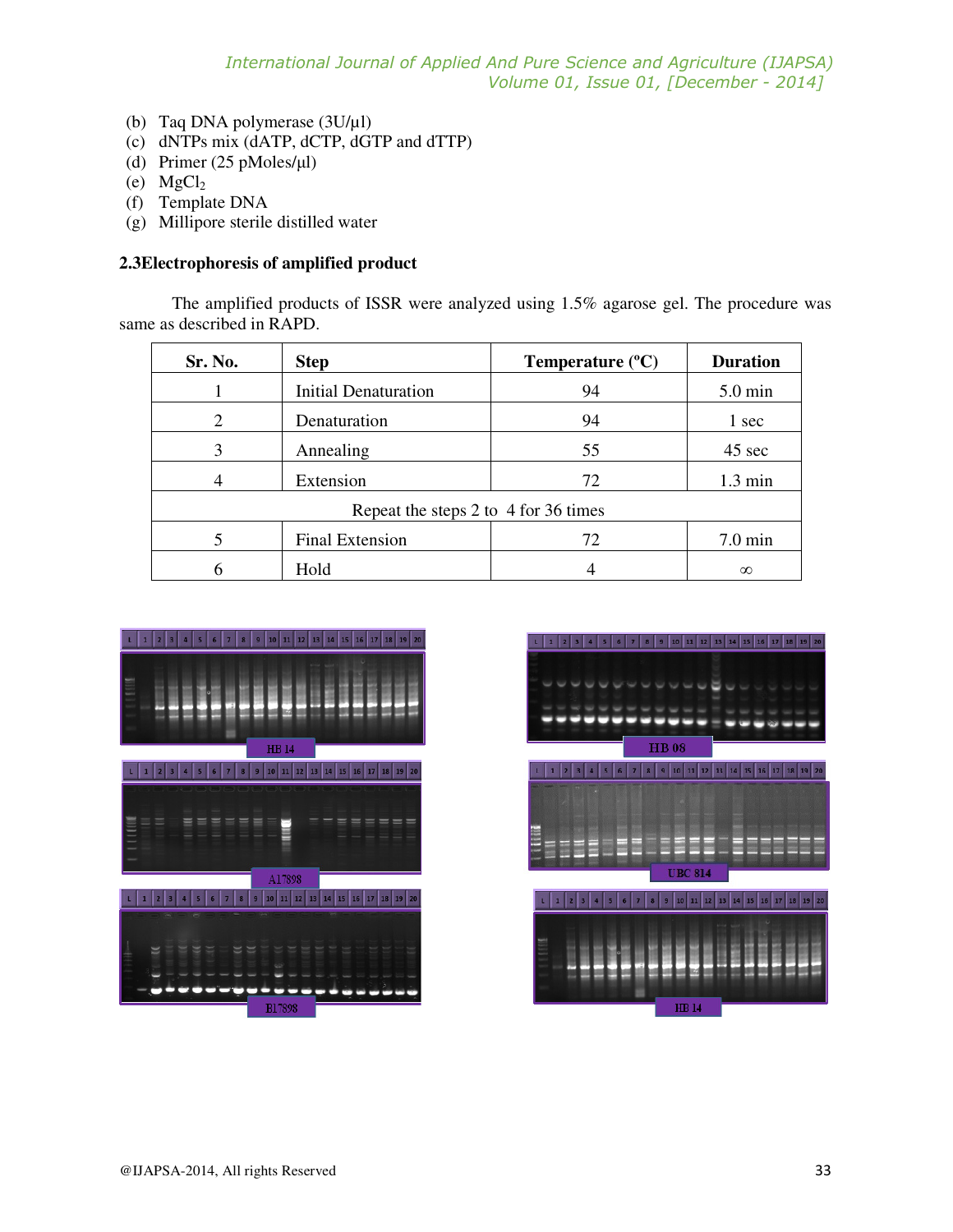(b) Taq DNA polymerase (3U/µl)
(c) dNTPs mix (dATP, dCTP, dGTP and dTTP)
(d) Primer (25 pMoles/µl)
(e) $MgCl_2$
(f) Template DNA
(g) Millipore sterile distilled water

### 2.3Electrophoresis of amplified product

The amplified products of ISSR were analyzed using 1.5% agarose gel. The procedure was same as described in RAPD.

| Sr. No. | Step | Temperature (ºC) | Duration |
|---|---|---|---|
| 1 | Initial Denaturation | 94 | 5.0 min |
| 2 | Denaturation | 94 | 1 sec |
| 3 | Annealing | 55 | 45 sec |
| 4 | Extension | 72 | 1.3 min |
| Repeat the steps 2 to 4 for 36 times | | | |
| 5 | Final Extension | 72 | 7.0 min |
| 6 | Hold | 4 | ∞ |

HB 14

HB 08

A17898

UBC 814

B17898

HB 14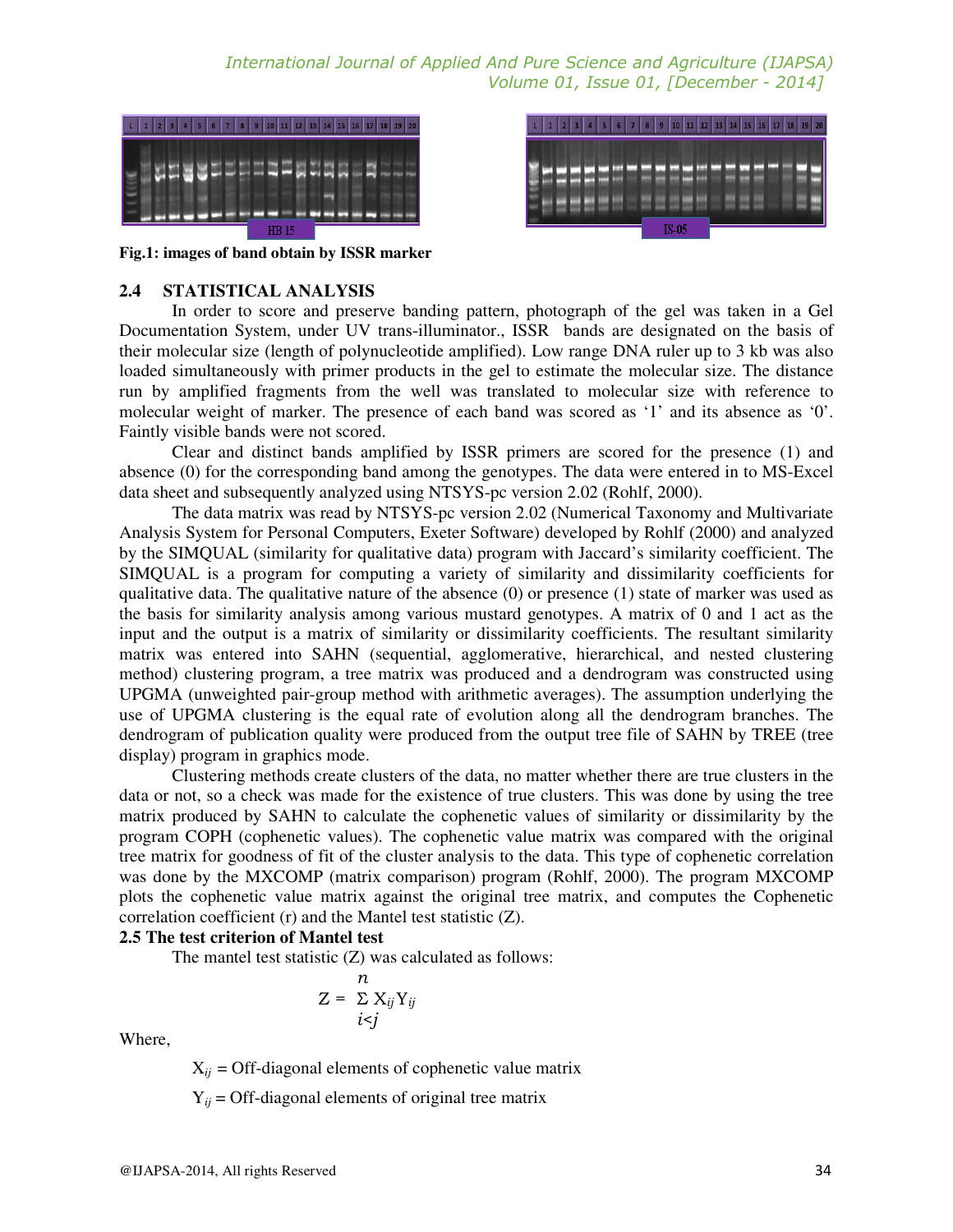Fig.1: images of band obtain by ISSR marker

## 2.4 STATISTICAL ANALYSIS

In order to score and preserve banding pattern, photograph of the gel was taken in a Gel Documentation System, under UV trans-illuminator., ISSR bands are designated on the basis of their molecular size (length of polynucleotide amplified). Low range DNA ruler up to 3 kb was also loaded simultaneously with primer products in the gel to estimate the molecular size. The distance run by amplified fragments from the well was translated to molecular size with reference to molecular weight of marker. The presence of each band was scored as '1' and its absence as '0'. Faintly visible bands were not scored.

Clear and distinct bands amplified by ISSR primers are scored for the presence (1) and absence (0) for the corresponding band among the genotypes. The data were entered in to MS-Excel data sheet and subsequently analyzed using NTSYS-pc version 2.02 (Rohlf, 2000).

The data matrix was read by NTSYS-pc version 2.02 (Numerical Taxonomy and Multivariate Analysis System for Personal Computers, Exeter Software) developed by Rohlf (2000) and analyzed by the SIMQUAL (similarity for qualitative data) program with Jaccard's similarity coefficient. The SIMQUAL is a program for computing a variety of similarity and dissimilarity coefficients for qualitative data. The qualitative nature of the absence (0) or presence (1) state of marker was used as the basis for similarity analysis among various mustard genotypes. A matrix of 0 and 1 act as the input and the output is a matrix of similarity or dissimilarity coefficients. The resultant similarity matrix was entered into SAHN (sequential, agglomerative, hierarchical, and nested clustering method) clustering program, a tree matrix was produced and a dendrogram was constructed using UPGMA (unweighted pair-group method with arithmetic averages). The assumption underlying the use of UPGMA clustering is the equal rate of evolution along all the dendrogram branches. The dendrogram of publication quality were produced from the output tree file of SAHN by TREE (tree display) program in graphics mode.

Clustering methods create clusters of the data, no matter whether there are true clusters in the data or not, so a check was made for the existence of true clusters. This was done by using the tree matrix produced by SAHN to calculate the cophenetic values of similarity or dissimilarity by the program COPH (cophenetic values). The cophenetic value matrix was compared with the original tree matrix for goodness of fit of the cluster analysis to the data. This type of cophenetic correlation was done by the MXCOMP (matrix comparison) program (Rohlf, 2000). The program MXCOMP plots the cophenetic value matrix against the original tree matrix, and computes the Cophenetic correlation coefficient (r) and the Mantel test statistic (Z).

### 2.5 The test criterion of Mantel test

The mantel test statistic (Z) was calculated as follows:

$$Z = \sum_{i<j}^{n} X_{ij} Y_{ij}$$

Where,

$X_{ij}$ = Off-diagonal elements of cophenetic value matrix

$Y_{ij}$ = Off-diagonal elements of original tree matrix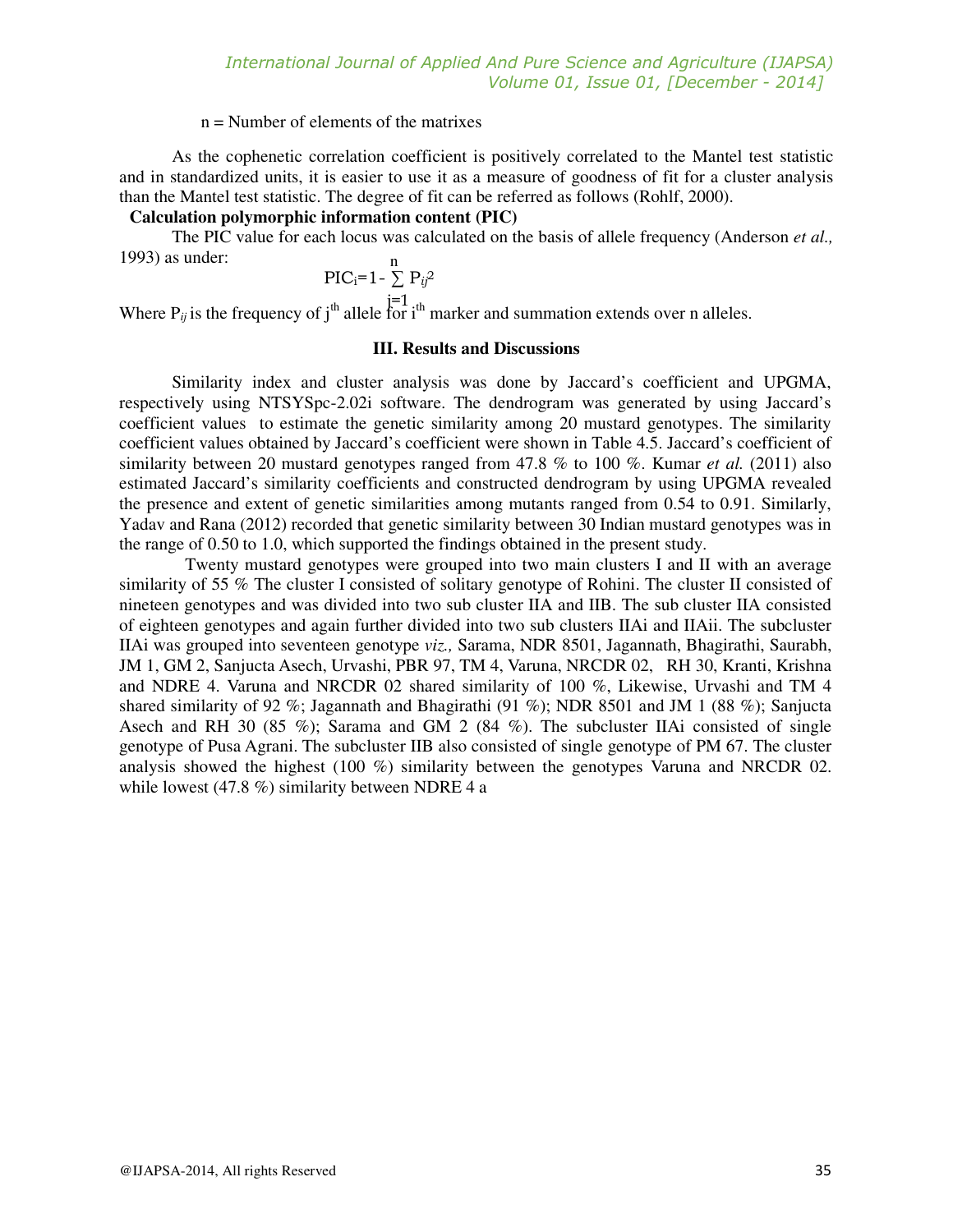n = Number of elements of the matrixes

As the cophenetic correlation coefficient is positively correlated to the Mantel test statistic and in standardized units, it is easier to use it as a measure of goodness of fit for a cluster analysis than the Mantel test statistic. The degree of fit can be referred as follows (Rohlf, 2000).

**Calculation polymorphic information content (PIC)**

The PIC value for each locus was calculated on the basis of allele frequency (Anderson *et al.,* 1993) as under:

$$PIC_i = 1 - \sum_{j=1}^{n} P_{ij}^2$$

Where $P_{ij}$ is the frequency of $j^{th}$ allele for $i^{th}$ marker and summation extends over n alleles.

## III. Results and Discussions

Similarity index and cluster analysis was done by Jaccard's coefficient and UPGMA, respectively using NTSYSpc-2.02i software. The dendrogram was generated by using Jaccard's coefficient values to estimate the genetic similarity among 20 mustard genotypes. The similarity coefficient values obtained by Jaccard's coefficient were shown in Table 4.5. Jaccard's coefficient of similarity between 20 mustard genotypes ranged from 47.8 % to 100 %. Kumar *et al.* (2011) also estimated Jaccard's similarity coefficients and constructed dendrogram by using UPGMA revealed the presence and extent of genetic similarities among mutants ranged from 0.54 to 0.91. Similarly, Yadav and Rana (2012) recorded that genetic similarity between 30 Indian mustard genotypes was in the range of 0.50 to 1.0, which supported the findings obtained in the present study.

Twenty mustard genotypes were grouped into two main clusters I and II with an average similarity of 55 % The cluster I consisted of solitary genotype of Rohini. The cluster II consisted of nineteen genotypes and was divided into two sub cluster IIA and IIB. The sub cluster IIA consisted of eighteen genotypes and again further divided into two sub clusters IIAi and IIAii. The subcluster IIAi was grouped into seventeen genotype *viz.,* Sarama, NDR 8501, Jagannath, Bhagirathi, Saurabh, JM 1, GM 2, Sanjucta Asech, Urvashi, PBR 97, TM 4, Varuna, NRCDR 02, RH 30, Kranti, Krishna and NDRE 4. Varuna and NRCDR 02 shared similarity of 100 %, Likewise, Urvashi and TM 4 shared similarity of 92 %; Jagannath and Bhagirathi (91 %); NDR 8501 and JM 1 (88 %); Sanjucta Asech and RH 30 (85 %); Sarama and GM 2 (84 %). The subcluster IIAi consisted of single genotype of Pusa Agrani. The subcluster IIB also consisted of single genotype of PM 67. The cluster analysis showed the highest (100 %) similarity between the genotypes Varuna and NRCDR 02. while lowest (47.8 %) similarity between NDRE 4 a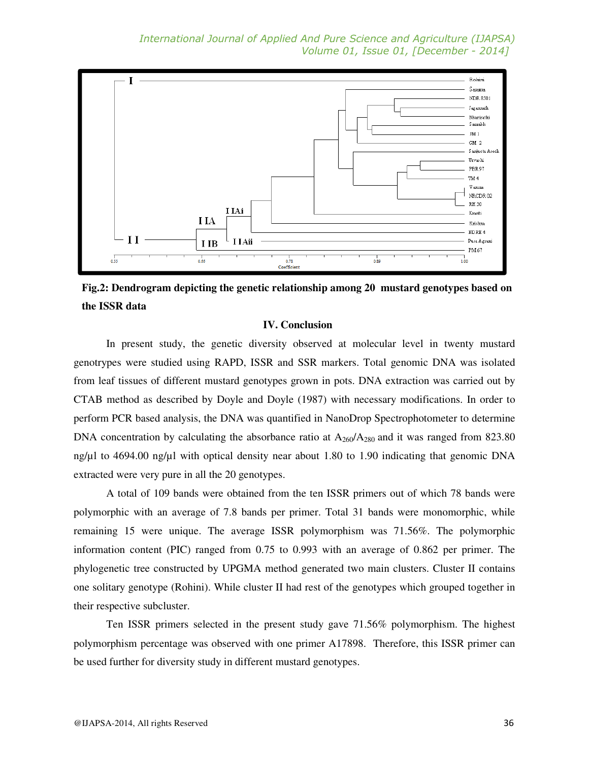**Fig.2: Dendrogram depicting the genetic relationship among 20 mustard genotypes based on the ISSR data**

## IV. Conclusion

In present study, the genetic diversity observed at molecular level in twenty mustard genotrypes were studied using RAPD, ISSR and SSR markers. Total genomic DNA was isolated from leaf tissues of different mustard genotypes grown in pots. DNA extraction was carried out by CTAB method as described by Doyle and Doyle (1987) with necessary modifications. In order to perform PCR based analysis, the DNA was quantified in NanoDrop Spectrophotometer to determine DNA concentration by calculating the absorbance ratio at $A_{260}/A_{280}$ and it was ranged from 823.80 ng/µl to 4694.00 ng/µl with optical density near about 1.80 to 1.90 indicating that genomic DNA extracted were very pure in all the 20 genotypes.

A total of 109 bands were obtained from the ten ISSR primers out of which 78 bands were polymorphic with an average of 7.8 bands per primer. Total 31 bands were monomorphic, while remaining 15 were unique. The average ISSR polymorphism was 71.56%. The polymorphic information content (PIC) ranged from 0.75 to 0.993 with an average of 0.862 per primer. The phylogenetic tree constructed by UPGMA method generated two main clusters. Cluster II contains one solitary genotype (Rohini). While cluster II had rest of the genotypes which grouped together in their respective subcluster.

Ten ISSR primers selected in the present study gave 71.56% polymorphism. The highest polymorphism percentage was observed with one primer A17898. Therefore, this ISSR primer can be used further for diversity study in different mustard genotypes.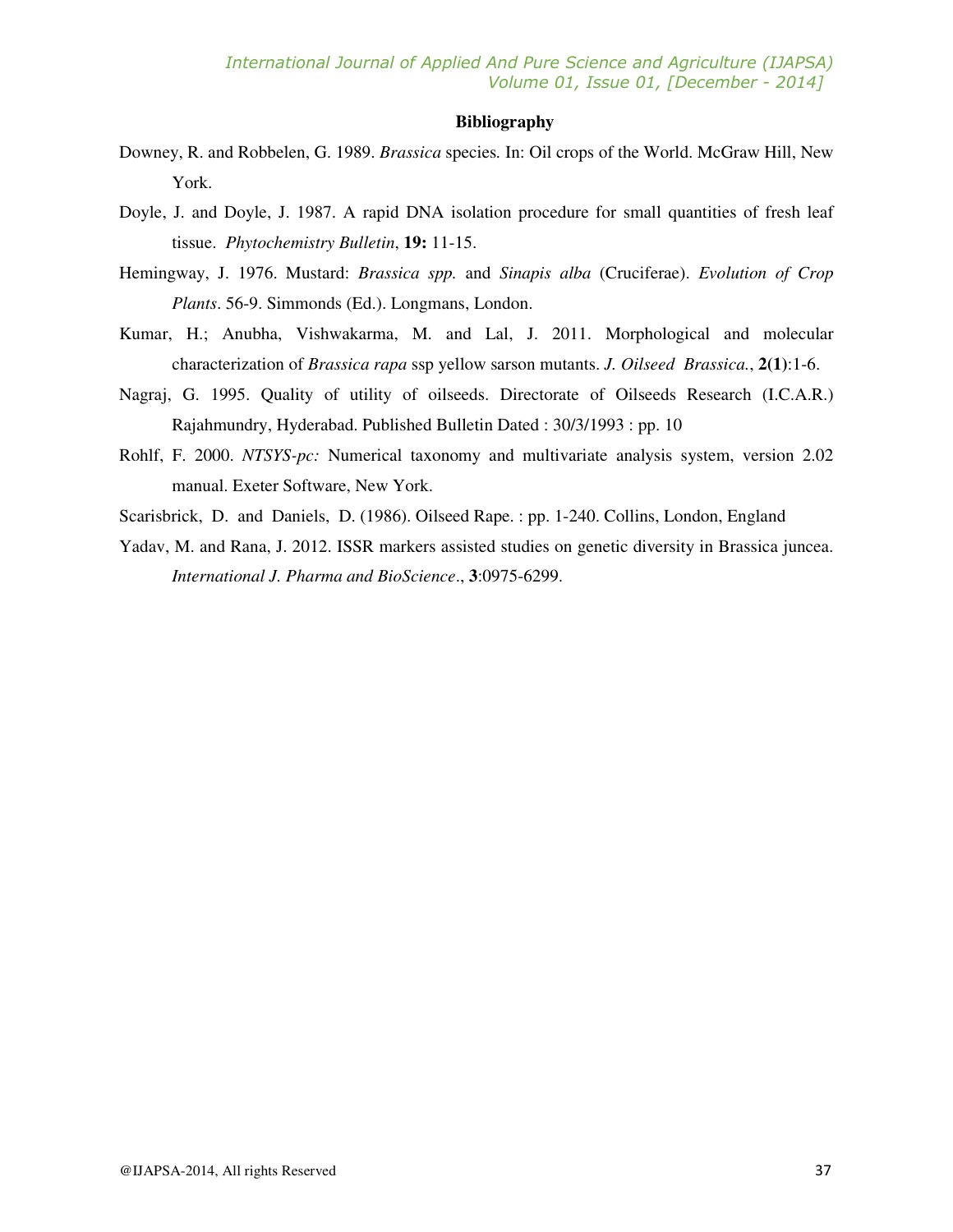**Bibliography**

Downey, R. and Robbelen, G. 1989. *Brassica* species. In: Oil crops of the World. McGraw Hill, New York.

Doyle, J. and Doyle, J. 1987. A rapid DNA isolation procedure for small quantities of fresh leaf tissue. *Phytochemistry Bulletin*, **19:** 11-15.

Hemingway, J. 1976. Mustard: *Brassica spp.* and *Sinapis alba* (Cruciferae). *Evolution of Crop Plants*. 56-9. Simmonds (Ed.). Longmans, London.

Kumar, H.; Anubha, Vishwakarma, M. and Lal, J. 2011. Morphological and molecular characterization of *Brassica rapa* ssp yellow sarson mutants. *J. Oilseed Brassica.*, **2(1)**:1-6.

Nagraj, G. 1995. Quality of utility of oilseeds. Directorate of Oilseeds Research (I.C.A.R.) Rajahmundry, Hyderabad. Published Bulletin Dated : 30/3/1993 : pp. 10

Rohlf, F. 2000. *NTSYS-pc:* Numerical taxonomy and multivariate analysis system, version 2.02 manual. Exeter Software, New York.

Scarisbrick, D. and Daniels, D. (1986). Oilseed Rape. : pp. 1-240. Collins, London, England

Yadav, M. and Rana, J. 2012. ISSR markers assisted studies on genetic diversity in Brassica juncea. *International J. Pharma and BioScience*., **3**:0975-6299.